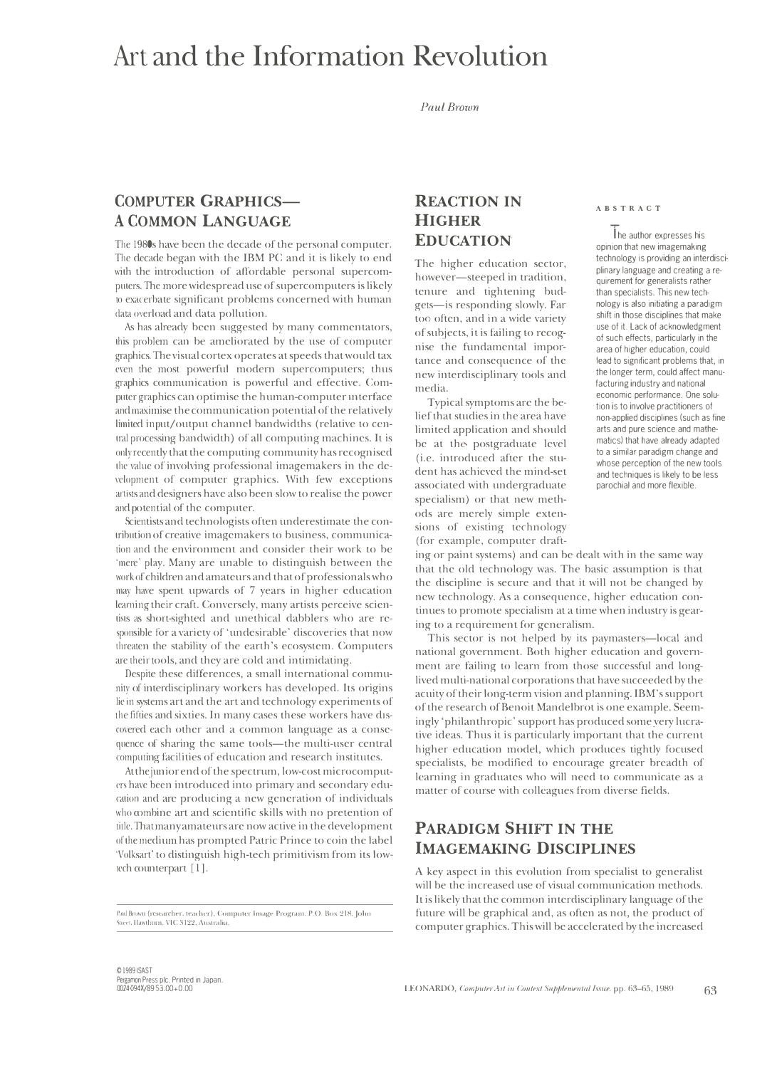# Art and the Information Revolution

*Paul Brown*

**ABSTRACT**

The author expresses his opinion that new imagemaking technology is providing an interdisciplinary language and creating a requirement for generalists rather than specialists. This new technology is also initiating a paradigm shift in those disciplines that make use of it. Lack of acknowledgment of such effects, particularly in the area of higher education, could lead to significant problems that, in the longer term, could affect manufacturing industry and national economic performance. One solution is to involve practitioners of non-applied disciplines (such as fine arts and pure science and mathematics) that have already adapted to a similar paradigm change and whose perception of the new tools and techniques is likely to be less parochial and more flexible.

## Computer Graphics—A Common Language

The 1980s have been the decade of the personal computer. The decade began with the IBM PC and it is likely to end with the introduction of affordable personal supercomputers. The more widespread use of supercomputers is likely to exacerbate significant problems concerned with human data overload and data pollution.

As has already been suggested by many commentators, this problem can be ameliorated by the use of computer graphics. The visual cortex operates at speeds that would tax even the most powerful modern supercomputers; thus graphics communication is powerful and effective. Computer graphics can optimise the human-computer interface and maximise the communication potential of the relatively limited input/output channel bandwidths (relative to central processing bandwidth) of all computing machines. It is only recently that the computing community has recognised the value of involving professional imagemakers in the development of computer graphics. With few exceptions artists and designers have also been slow to realise the power and potential of the computer.

Scientists and technologists often underestimate the contribution of creative imagemakers to business, communication and the environment and consider their work to be 'mere' play. Many are unable to distinguish between the work of children and amateurs and that of professionals who may have spent upwards of 7 years in higher education learning their craft. Conversely, many artists perceive scientists as short-sighted and unethical dabblers who are responsible for a variety of 'undesirable' discoveries that now threaten the stability of the earth's ecosystem. Computers are their tools, and they are cold and intimidating.

Despite these differences, a small international community of interdisciplinary workers has developed. Its origins lie in systems art and the art and technology experiments of the fifties and sixties. In many cases these workers have discovered each other and a common language as a consequence of sharing the same tools—the multi-user central computing facilities of education and research institutes.

At the junior end of the spectrum, low-cost microcomputers have been introduced into primary and secondary education and are producing a new generation of individuals who combine art and scientific skills with no pretention of title. That many amateurs are now active in the development of the medium has prompted Patric Prince to coin the label 'Volksart' to distinguish high-tech primitivism from its low-tech counterpart [1].

Paul Brown (researcher, teacher), Computer Image Program, P.O. Box 218, John Street, Hawthorn, VIC 3122, Australia.

## Reaction in Higher Education

The higher education sector, however—steeped in tradition, tenure and tightening budgets—is responding slowly. Far too often, and in a wide variety of subjects, it is failing to recognise the fundamental importance and consequence of the new interdisciplinary tools and media.

Typical symptoms are the belief that studies in the area have limited application and should be at the postgraduate level (i.e. introduced after the student has achieved the mind-set associated with undergraduate specialism) or that new methods are merely simple extensions of existing technology (for example, computer drafting or paint systems) and can be dealt with in the same way that the old technology was. The basic assumption is that the discipline is secure and that it will not be changed by new technology. As a consequence, higher education continues to promote specialism at a time when industry is gearing to a requirement for generalism.

This sector is not helped by its paymasters—local and national government. Both higher education and government are failing to learn from those successful and long-lived multi-national corporations that have succeeded by the acuity of their long-term vision and planning. IBM's support of the research of Benoit Mandelbrot is one example. Seemingly 'philanthropic' support has produced some very lucrative ideas. Thus it is particularly important that the current higher education model, which produces tightly focused specialists, be modified to encourage greater breadth of learning in graduates who will need to communicate as a matter of course with colleagues from diverse fields.

## Paradigm Shift in the Imagemaking Disciplines

A key aspect in this evolution from specialist to generalist will be the increased use of visual communication methods. It is likely that the common interdisciplinary language of the future will be graphical and, as often as not, the product of computer graphics. This will be accelerated by the increased

© 1989 ISAST
Pergamon Press plc. Printed in Japan.
0024-094X/89 $3.00+0.00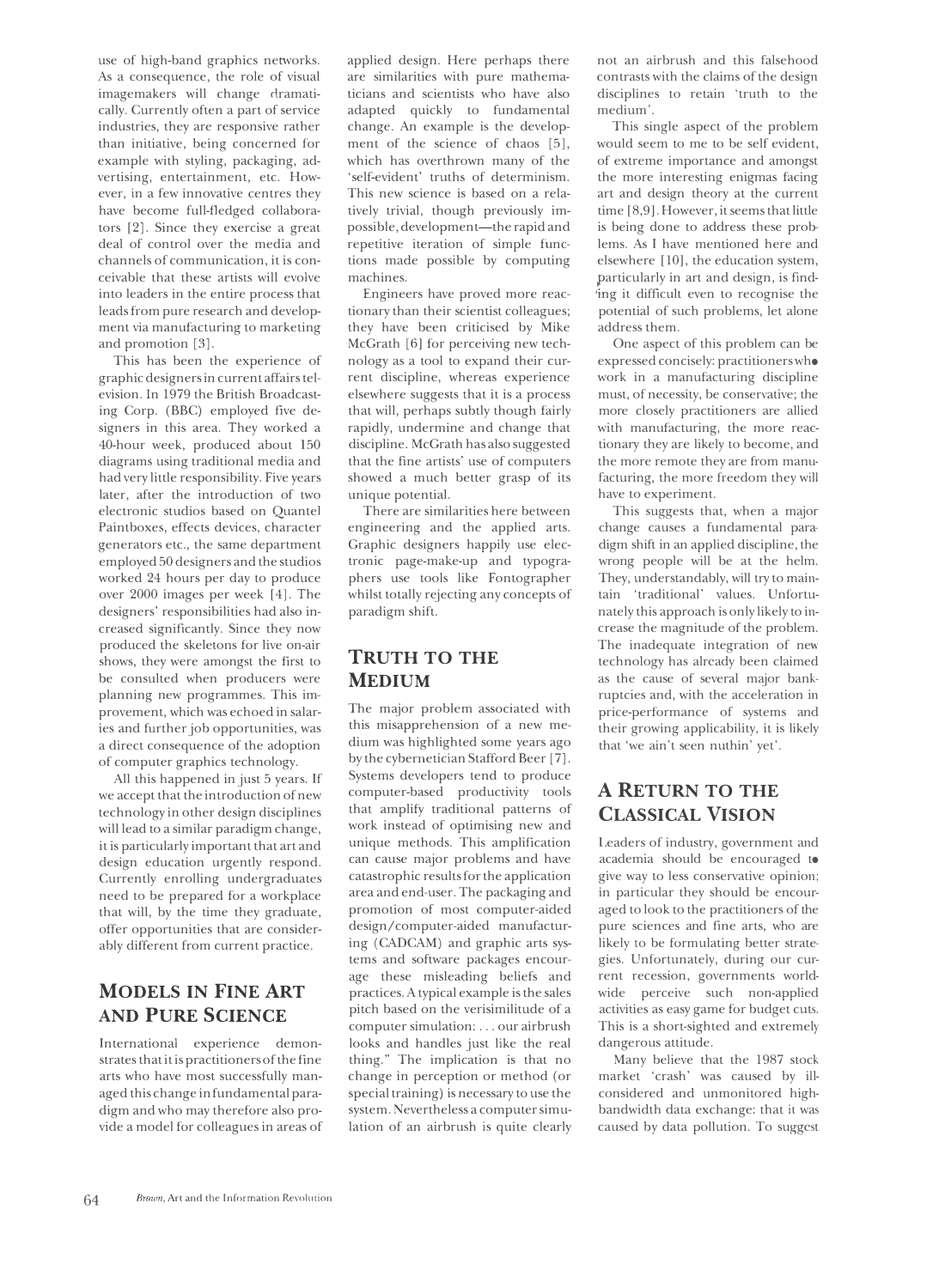use of high-band graphics networks. As a consequence, the role of visual imagemakers will change dramatically. Currently often a part of service industries, they are responsive rather than initiative, being concerned for example with styling, packaging, advertising, entertainment, etc. However, in a few innovative centres they have become full-fledged collaborators [2]. Since they exercise a great deal of control over the media and channels of communication, it is conceivable that these artists will evolve into leaders in the entire process that leads from pure research and development via manufacturing to marketing and promotion [3].

This has been the experience of graphic designers in current affairs television. In 1979 the British Broadcasting Corp. (BBC) employed five designers in this area. They worked a 40-hour week, produced about 150 diagrams using traditional media and had very little responsibility. Five years later, after the introduction of two electronic studios based on Quantel Paintboxes, effects devices, character generators etc., the same department employed 50 designers and the studios worked 24 hours per day to produce over 2000 images per week [4]. The designers' responsibilities had also increased significantly. Since they now produced the skeletons for live on-air shows, they were amongst the first to be consulted when producers were planning new programmes. This improvement, which was echoed in salaries and further job opportunities, was a direct consequence of the adoption of computer graphics technology.

All this happened in just 5 years. If we accept that the introduction of new technology in other design disciplines will lead to a similar paradigm change, it is particularly important that art and design education urgently respond. Currently enrolling undergraduates need to be prepared for a workplace that will, by the time they graduate, offer opportunities that are considerably different from current practice.

## Models in Fine Art and Pure Science

International experience demonstrates that it is practitioners of the fine arts who have most successfully managed this change in fundamental paradigm and who may therefore also provide a model for colleagues in areas of applied design. Here perhaps there are similarities with pure mathematicians and scientists who have also adapted quickly to fundamental change. An example is the development of the science of chaos [5], which has overthrown many of the 'self-evident' truths of determinism. This new science is based on a relatively trivial, though previously impossible, development—the rapid and repetitive iteration of simple functions made possible by computing machines.

Engineers have proved more reactionary than their scientist colleagues; they have been criticised by Mike McGrath [6] for perceiving new technology as a tool to expand their current discipline, whereas experience elsewhere suggests that it is a process that will, perhaps subtly though fairly rapidly, undermine and change that discipline. McGrath has also suggested that the fine artists' use of computers showed a much better grasp of its unique potential.

There are similarities here between engineering and the applied arts. Graphic designers happily use electronic page-make-up and typographers use tools like Fontographer whilst totally rejecting any concepts of paradigm shift.

## Truth to the Medium

The major problem associated with this misapprehension of a new medium was highlighted some years ago by the cybernetician Stafford Beer [7]. Systems developers tend to produce computer-based productivity tools that amplify traditional patterns of work instead of optimising new and unique methods. This amplification can cause major problems and have catastrophic results for the application area and end-user. The packaging and promotion of most computer-aided design/computer-aided manufacturing (CADCAM) and graphic arts systems and software packages encourage these misleading beliefs and practices. A typical example is the sales pitch based on the verisimilitude of a computer simulation: ... our airbrush looks and handles just like the real thing." The implication is that no change in perception or method (or special training) is necessary to use the system. Nevertheless a computer simulation of an airbrush is quite clearly not an airbrush and this falsehood contrasts with the claims of the design disciplines to retain 'truth to the medium'.

This single aspect of the problem would seem to me to be self evident, of extreme importance and amongst the more interesting enigmas facing art and design theory at the current time [8,9]. However, it seems that little is being done to address these problems. As I have mentioned here and elsewhere [10], the education system, particularly in art and design, is finding it difficult even to recognise the potential of such problems, let alone address them.

One aspect of this problem can be expressed concisely: practitioners who work in a manufacturing discipline must, of necessity, be conservative; the more closely practitioners are allied with manufacturing, the more reactionary they are likely to become, and the more remote they are from manufacturing, the more freedom they will have to experiment.

This suggests that, when a major change causes a fundamental paradigm shift in an applied discipline, the wrong people will be at the helm. They, understandably, will try to maintain 'traditional' values. Unfortunately this approach is only likely to increase the magnitude of the problem. The inadequate integration of new technology has already been claimed as the cause of several major bankruptcies and, with the acceleration in price-performance of systems and their growing applicability, it is likely that 'we ain't seen nuthin' yet'.

## A Return to the Classical Vision

Leaders of industry, government and academia should be encouraged to give way to less conservative opinion; in particular they should be encouraged to look to the practitioners of the pure sciences and fine arts, who are likely to be formulating better strategies. Unfortunately, during our current recession, governments worldwide perceive such non-applied activities as easy game for budget cuts. This is a short-sighted and extremely dangerous attitude.

Many believe that the 1987 stock market 'crash' was caused by ill-considered and unmonitored high-bandwidth data exchange: that it was caused by data pollution. To suggest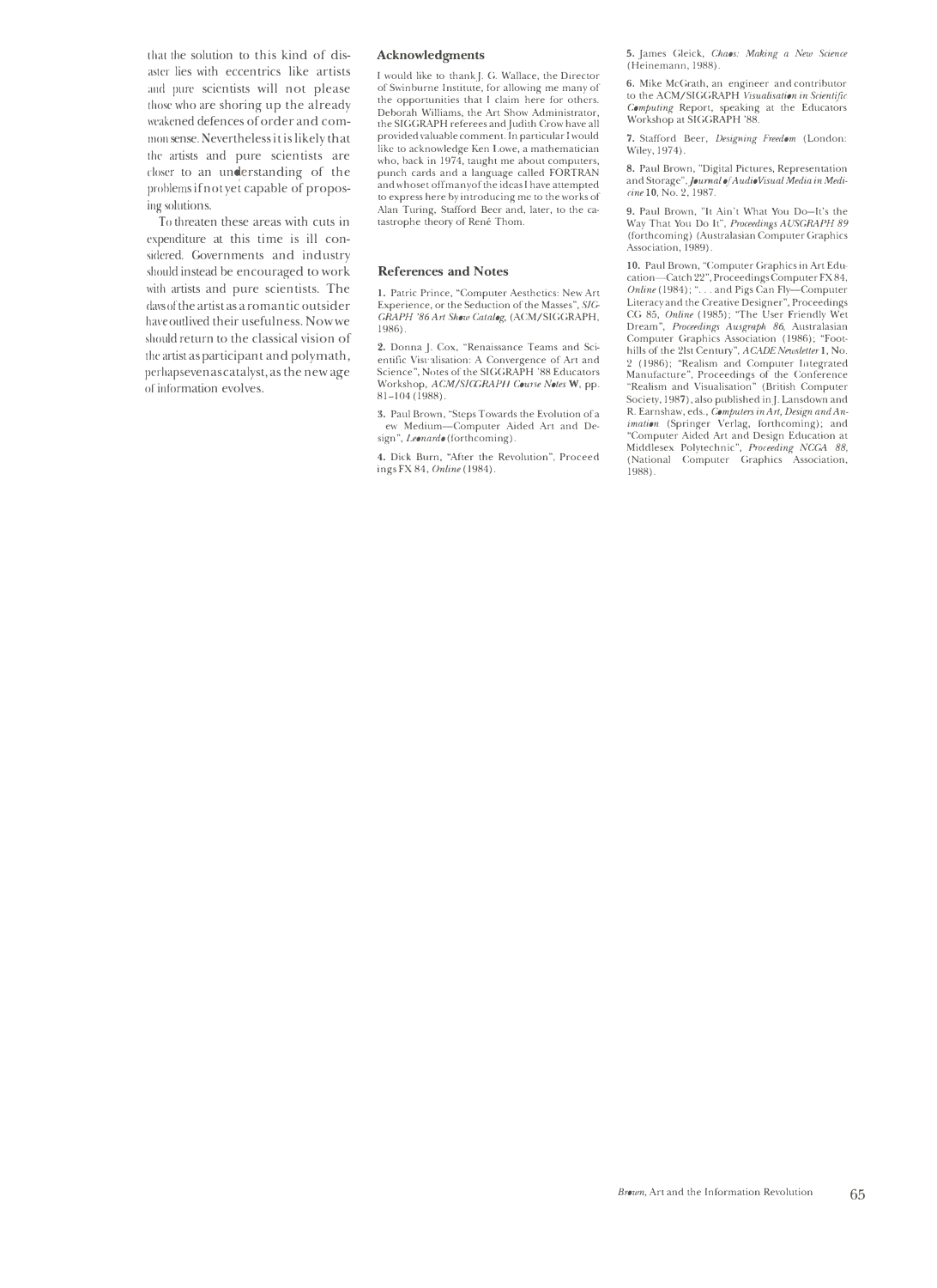that the solution to this kind of disaster lies with eccentrics like artists and pure scientists will not please those who are shoring up the already weakened defences of order and common sense. Nevertheless it is likely that the artists and pure scientists are closer to an understanding of the problems if not yet capable of proposing solutions.

To threaten these areas with cuts in expenditure at this time is ill considered. Governments and industry should instead be encouraged to work with artists and pure scientists. The days of the artist as a romantic outsider have outlived their usefulness. Now we should return to the classical vision of the artist as participant and polymath, perhaps even as catalyst, as the new age of information evolves.

## Acknowledgments

I would like to thank J. G. Wallace, the Director of Swinburne Institute, for allowing me many of the opportunities that I claim here for others. Deborah Williams, the Art Show Administrator, the SIGGRAPH referees and Judith Crow have all provided valuable comment. In particular I would like to acknowledge Ken Lowe, a mathematician who, back in 1974, taught me about computers, punch cards and a language called FORTRAN and who set off many of the ideas I have attempted to express here by introducing me to the works of Alan Turing, Stafford Beer and, later, to the catastrophe theory of René Thom.

## References and Notes

1. Patric Prince, "Computer Aesthetics: New Art Experience, or the Seduction of the Masses", *SIGGRAPH '86 Art Show Catalog*, (ACM/SIGGRAPH, 1986).

2. Donna J. Cox, "Renaissance Teams and Scientific Visualisation: A Convergence of Art and Science", Notes of the SIGGRAPH '88 Educators Workshop, *ACM/SIGGRAPH Course Notes* **W**, pp. 81–104 (1988).

3. Paul Brown, "Steps Towards the Evolution of a New Medium—Computer Aided Art and Design", *Leonardo* (forthcoming).

4. Dick Burn, "After the Revolution", Proceedings FX 84, *Online* (1984).

5. James Gleick, *Chaos: Making a New Science* (Heinemann, 1988).

6. Mike McGrath, an engineer and contributor to the ACM/SIGGRAPH *Visualisation in Scientific Computing* Report, speaking at the Educators Workshop at SIGGRAPH '88.

7. Stafford Beer, *Designing Freedom* (London: Wiley, 1974).

8. Paul Brown, "Digital Pictures, Representation and Storage", *Journal of AudioVisual Media in Medicine* **10**, No. 2, 1987.

9. Paul Brown, "It Ain't What You Do—It's the Way That You Do It", *Proceedings AUSGRAPH 89* (forthcoming) (Australasian Computer Graphics Association, 1989).

10. Paul Brown, "Computer Graphics in Art Education—Catch 22", Proceedings Computer FX 84, *Online* (1984); ". . . and Pigs Can Fly—Computer Literacy and the Creative Designer", Proceedings CG 85, *Online* (1985); "The User Friendly Wet Dream", *Proceedings Ausgraph 86*, Australasian Computer Graphics Association (1986); "Foothills of the 21st Century", *ACADE Newsletter* **1**, No. 2 (1986); "Realism and Computer Integrated Manufacture", Proceedings of the Conference "Realism and Visualisation" (British Computer Society, 1987), also published in J. Lansdown and R. Earnshaw, eds., *Computers in Art, Design and Animation* (Springer Verlag, forthcoming); and "Computer Aided Art and Design Education at Middlesex Polytechnic", *Proceeding NCGA 88*, (National Computer Graphics Association, 1988).